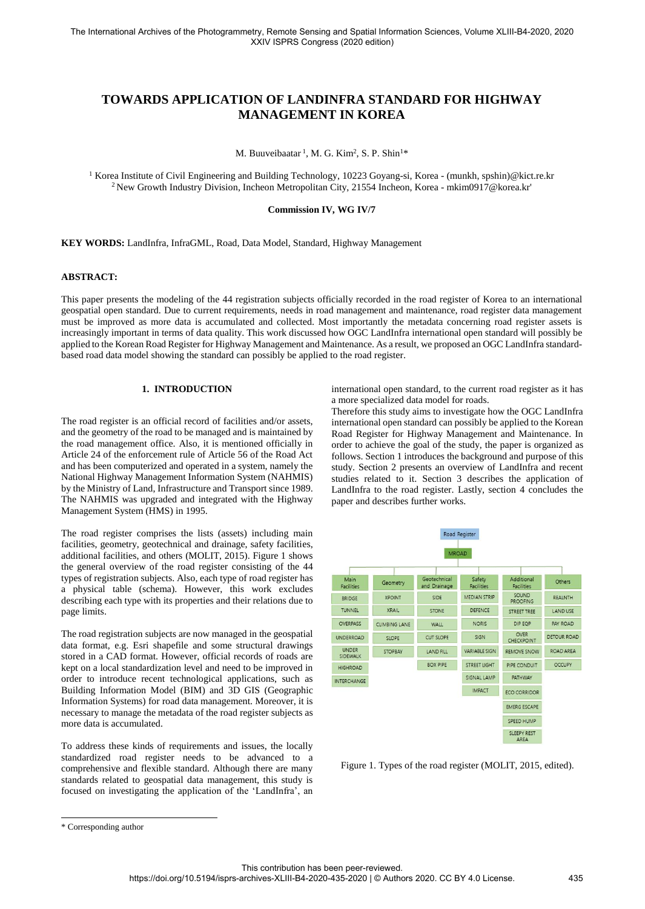# TOWARDS APPLICATION OF LANDINFRA STANDARD FOR HIGHWAY MANAGEMENT IN KOREA

M. Buuveibaatar [1], M. G. Kim[2], S. P. Shin[1]*

[1] Korea Institute of Civil Engineering and Building Technology, 10223 Goyang-si, Korea - (munkh, spshin)@kict.re.kr
[2] New Growth Industry Division, Incheon Metropolitan City, 21554 Incheon, Korea - mkim0917@korea.kr'

**Commission IV, WG IV/7**

**KEY WORDS:** LandInfra, InfraGML, Road, Data Model, Standard, Highway Management

## ABSTRACT:

This paper presents the modeling of the 44 registration subjects officially recorded in the road register of Korea to an international geospatial open standard. Due to current requirements, needs in road management and maintenance, road register data management must be improved as more data is accumulated and collected. Most importantly the metadata concerning road register assets is increasingly important in terms of data quality. This work discussed how OGC LandInfra international open standard will possibly be applied to the Korean Road Register for Highway Management and Maintenance. As a result, we proposed an OGC LandInfra standard-based road data model showing the standard can possibly be applied to the road register.

## 1. INTRODUCTION

The road register is an official record of facilities and/or assets, and the geometry of the road to be managed and is maintained by the road management office. Also, it is mentioned officially in Article 24 of the enforcement rule of Article 56 of the Road Act and has been computerized and operated in a system, namely the National Highway Management Information System (NAHMIS) by the Ministry of Land, Infrastructure and Transport since 1989. The NAHMIS was upgraded and integrated with the Highway Management System (HMS) in 1995.

The road register comprises the lists (assets) including main facilities, geometry, geotechnical and drainage, safety facilities, additional facilities, and others (MOLIT, 2015). Figure 1 shows the general overview of the road register consisting of the 44 types of registration subjects. Also, each type of road register has a physical table (schema). However, this work excludes describing each type with its properties and their relations due to page limits.

The road registration subjects are now managed in the geospatial data format, e.g. Esri shapefile and some structural drawings stored in a CAD format. However, official records of roads are kept on a local standardization level and need to be improved in order to introduce recent technological applications, such as Building Information Model (BIM) and 3D GIS (Geographic Information Systems) for road data management. Moreover, it is necessary to manage the metadata of the road register subjects as more data is accumulated.

To address these kinds of requirements and issues, the locally standardized road register needs to be advanced to a comprehensive and flexible standard. Although there are many standards related to geospatial data management, this study is focused on investigating the application of the 'LandInfra', an international open standard, to the current road register as it has a more specialized data model for roads.

Therefore this study aims to investigate how the OGC LandInfra international open standard can possibly be applied to the Korean Road Register for Highway Management and Maintenance. In order to achieve the goal of the study, the paper is organized as follows. Section 1 introduces the background and purpose of this study. Section 2 presents an overview of LandInfra and recent studies related to it. Section 3 describes the application of LandInfra to the road register. Lastly, section 4 concludes the paper and describes further works.

Road Register → MROAD

| Main Facilities | Geometry | Geotechnical and Drainage | Safety Facilities | Additional Facilities | Others |
|---|---|---|---|---|---|
| BRIDGE | XPOINT | SIDE | MEDIAN STRIP | SOUND PROOFING | REALNTH |
| TUNNEL | XRAIL | STONE | DEFENCE | STREET TREE | LAND USE |
| OVERPASS | CLIMBING LANE | WALL | NORIS | DIP EQP | PAY ROAD |
| UNDERROAD | SLOPE | CUT SLOPE | SIGN | OVER CHECKPOINT | DETOUR ROAD |
| UNDER SIDEWALK | STOPBAY | LAND FILL | VARIABLE SIGN | REMOVE SNOW | ROAD AREA |
| HIGHROAD | | BOX PIPE | STREET LIGHT | PIPE CONDUIT | OCCUPY |
| INTERCHANGE | | | SIGNAL LAMP | PATHWAY | |
| | | | IMPACT | ECO CORRIDOR | |
| | | | | EMERG ESCAPE | |
| | | | | SPEED HUMP | |
| | | | | SLEEPY REST AREA | |

Figure 1. Types of the road register (MOLIT, 2015, edited).

\* Corresponding author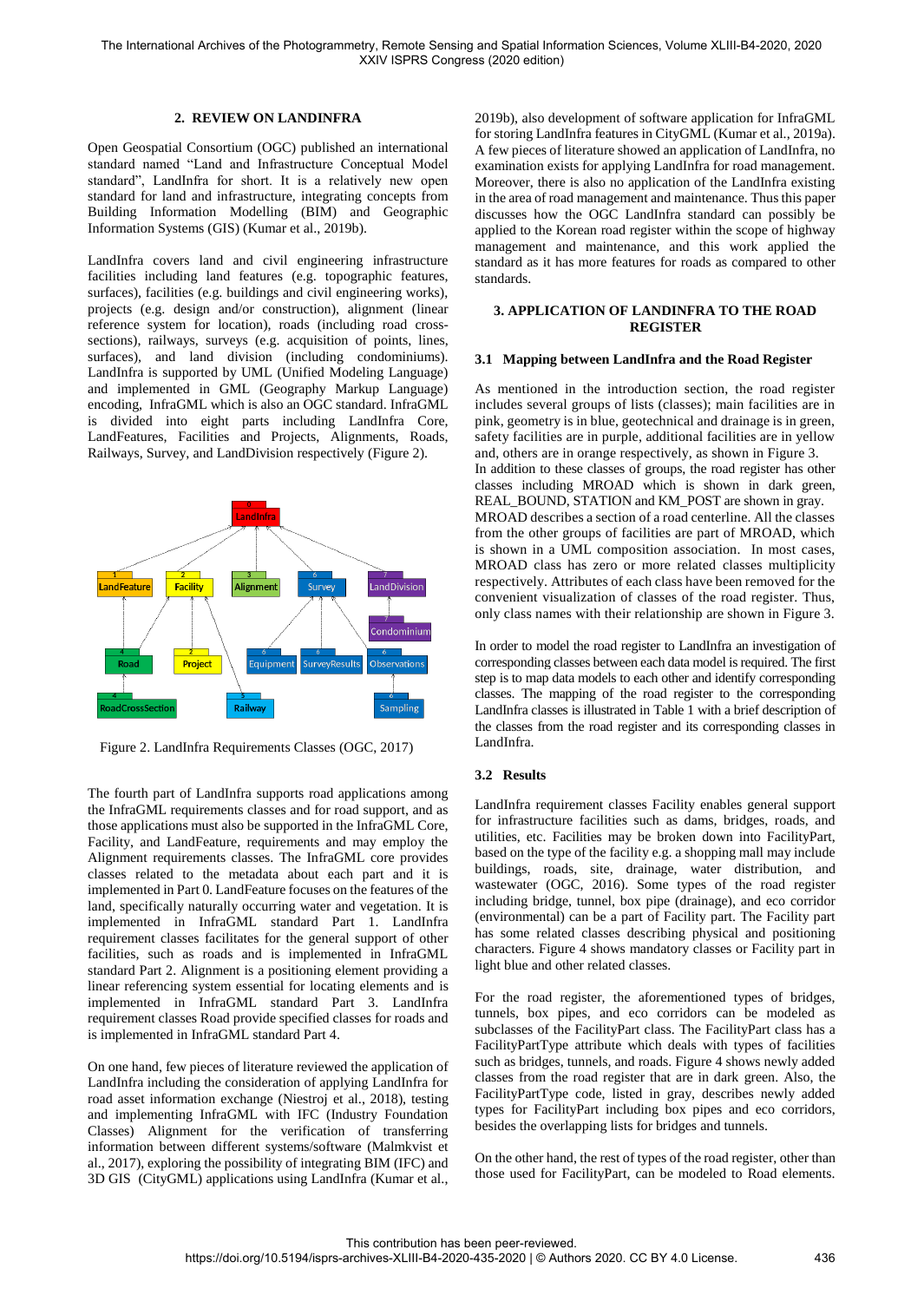## 2. REVIEW ON LANDINFRA

Open Geospatial Consortium (OGC) published an international standard named "Land and Infrastructure Conceptual Model standard", LandInfra for short. It is a relatively new open standard for land and infrastructure, integrating concepts from Building Information Modelling (BIM) and Geographic Information Systems (GIS) (Kumar et al., 2019b).

LandInfra covers land and civil engineering infrastructure facilities including land features (e.g. topographic features, surfaces), facilities (e.g. buildings and civil engineering works), projects (e.g. design and/or construction), alignment (linear reference system for location), roads (including road cross-sections), railways, surveys (e.g. acquisition of points, lines, surfaces), and land division (including condominiums). LandInfra is supported by UML (Unified Modeling Language) and implemented in GML (Geography Markup Language) encoding, InfraGML which is also an OGC standard. InfraGML is divided into eight parts including LandInfra Core, LandFeatures, Facilities and Projects, Alignments, Roads, Railways, Survey, and LandDivision respectively (Figure 2).

Figure 2. LandInfra Requirements Classes (OGC, 2017)

The fourth part of LandInfra supports road applications among the InfraGML requirements classes and for road support, and as those applications must also be supported in the InfraGML Core, Facility, and LandFeature, requirements and may employ the Alignment requirements classes. The InfraGML core provides classes related to the metadata about each part and it is implemented in Part 0. LandFeature focuses on the features of the land, specifically naturally occurring water and vegetation. It is implemented in InfraGML standard Part 1. LandInfra requirement classes facilitates for the general support of other facilities, such as roads and is implemented in InfraGML standard Part 2. Alignment is a positioning element providing a linear referencing system essential for locating elements and is implemented in InfraGML standard Part 3. LandInfra requirement classes Road provide specified classes for roads and is implemented in InfraGML standard Part 4.

On one hand, few pieces of literature reviewed the application of LandInfra including the consideration of applying LandInfra for road asset information exchange (Niestroj et al., 2018), testing and implementing InfraGML with IFC (Industry Foundation Classes) Alignment for the verification of transferring information between different systems/software (Malmkvist et al., 2017), exploring the possibility of integrating BIM (IFC) and 3D GIS (CityGML) applications using LandInfra (Kumar et al., 2019b), also development of software application for InfraGML for storing LandInfra features in CityGML (Kumar et al., 2019a). A few pieces of literature showed an application of LandInfra, no examination exists for applying LandInfra for road management. Moreover, there is also no application of the LandInfra existing in the area of road management and maintenance. Thus this paper discusses how the OGC LandInfra standard can possibly be applied to the Korean road register within the scope of highway management and maintenance, and this work applied the standard as it has more features for roads as compared to other standards.

## 3. APPLICATION OF LANDINFRA TO THE ROAD REGISTER

### 3.1 Mapping between LandInfra and the Road Register

As mentioned in the introduction section, the road register includes several groups of lists (classes); main facilities are in pink, geometry is in blue, geotechnical and drainage is in green, safety facilities are in purple, additional facilities are in yellow and, others are in orange respectively, as shown in Figure 3.
In addition to these classes of groups, the road register has other classes including MROAD which is shown in dark green, REAL_BOUND, STATION and KM_POST are shown in gray.
MROAD describes a section of a road centerline. All the classes from the other groups of facilities are part of MROAD, which is shown in a UML composition association. In most cases, MROAD class has zero or more related classes multiplicity respectively. Attributes of each class have been removed for the convenient visualization of classes of the road register. Thus, only class names with their relationship are shown in Figure 3.

In order to model the road register to LandInfra an investigation of corresponding classes between each data model is required. The first step is to map data models to each other and identify corresponding classes. The mapping of the road register to the corresponding LandInfra classes is illustrated in Table 1 with a brief description of the classes from the road register and its corresponding classes in LandInfra.

### 3.2 Results

LandInfra requirement classes Facility enables general support for infrastructure facilities such as dams, bridges, roads, and utilities, etc. Facilities may be broken down into FacilityPart, based on the type of the facility e.g. a shopping mall may include buildings, roads, site, drainage, water distribution, and wastewater (OGC, 2016). Some types of the road register including bridge, tunnel, box pipe (drainage), and eco corridor (environmental) can be a part of Facility part. The Facility part has some related classes describing physical and positioning characters. Figure 4 shows mandatory classes or Facility part in light blue and other related classes.

For the road register, the aforementioned types of bridges, tunnels, box pipes, and eco corridors can be modeled as subclasses of the FacilityPart class. The FacilityPart class has a FacilityPartType attribute which deals with types of facilities such as bridges, tunnels, and roads. Figure 4 shows newly added classes from the road register that are in dark green. Also, the FacilityPartType code, listed in gray, describes newly added types for FacilityPart including box pipes and eco corridors, besides the overlapping lists for bridges and tunnels.

On the other hand, the rest of types of the road register, other than those used for FacilityPart, can be modeled to Road elements.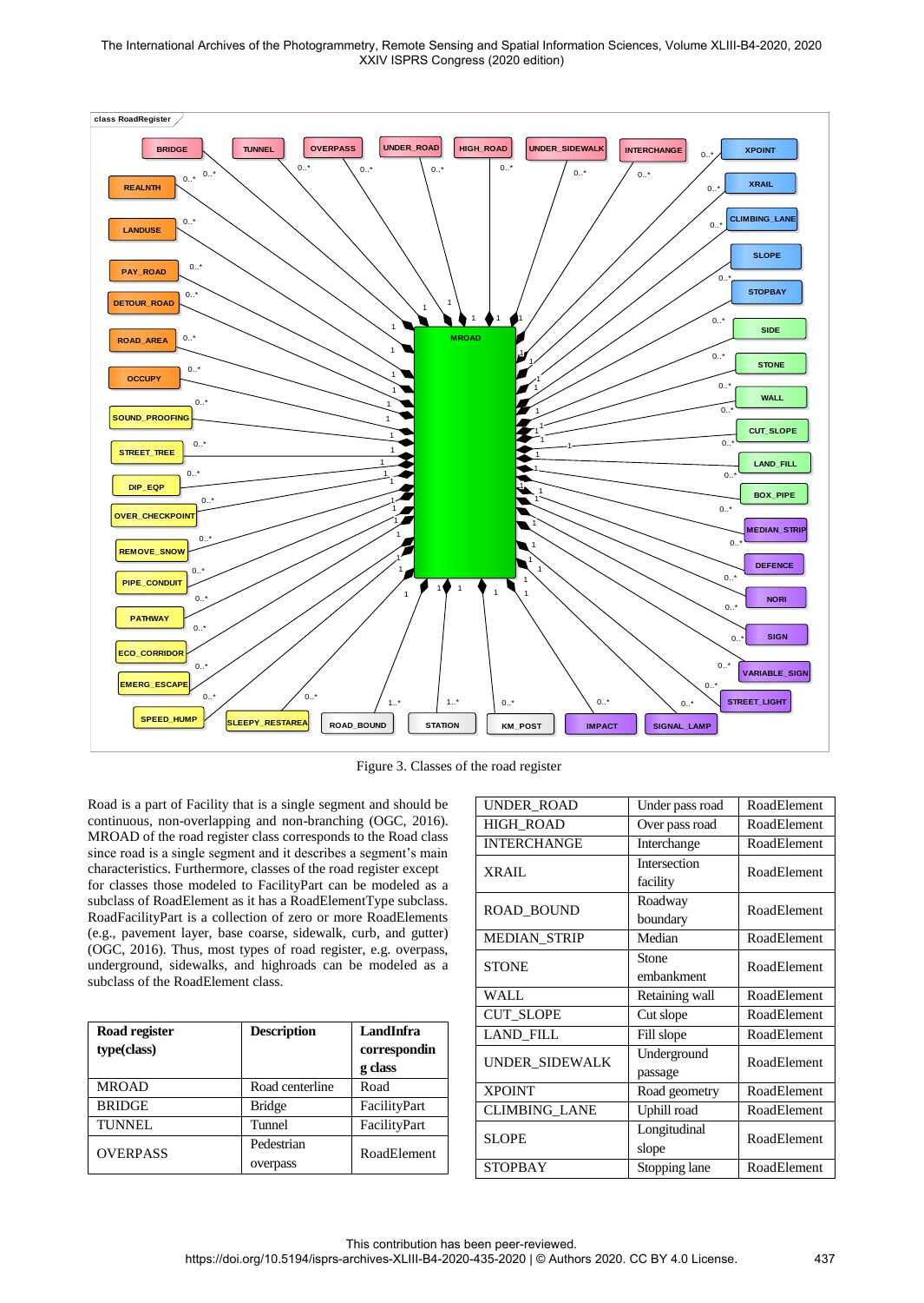Figure 3. Classes of the road register

Road is a part of Facility that is a single segment and should be continuous, non-overlapping and non-branching (OGC, 2016). MROAD of the road register class corresponds to the Road class since road is a single segment and it describes a segment's main characteristics. Furthermore, classes of the road register except for classes those modeled to FacilityPart can be modeled as a subclass of RoadElement as it has a RoadElementType subclass. RoadFacilityPart is a collection of zero or more RoadElements (e.g., pavement layer, base coarse, sidewalk, curb, and gutter) (OGC, 2016). Thus, most types of road register, e.g. overpass, underground, sidewalks, and highroads can be modeled as a subclass of the RoadElement class.

| Road register type(class) | Description | LandInfra corresponding class |
|---|---|---|
| MROAD | Road centerline | Road |
| BRIDGE | Bridge | FacilityPart |
| TUNNEL | Tunnel | FacilityPart |
| OVERPASS | Pedestrian overpass | RoadElement |
| UNDER_ROAD | Under pass road | RoadElement |
| HIGH_ROAD | Over pass road | RoadElement |
| INTERCHANGE | Interchange | RoadElement |
| XRAIL | Intersection facility | RoadElement |
| ROAD_BOUND | Roadway boundary | RoadElement |
| MEDIAN_STRIP | Median | RoadElement |
| STONE | Stone embankment | RoadElement |
| WALL | Retaining wall | RoadElement |
| CUT_SLOPE | Cut slope | RoadElement |
| LAND_FILL | Fill slope | RoadElement |
| UNDER_SIDEWALK | Underground passage | RoadElement |
| XPOINT | Road geometry | RoadElement |
| CLIMBING_LANE | Uphill road | RoadElement |
| SLOPE | Longitudinal slope | RoadElement |
| STOPBAY | Stopping lane | RoadElement |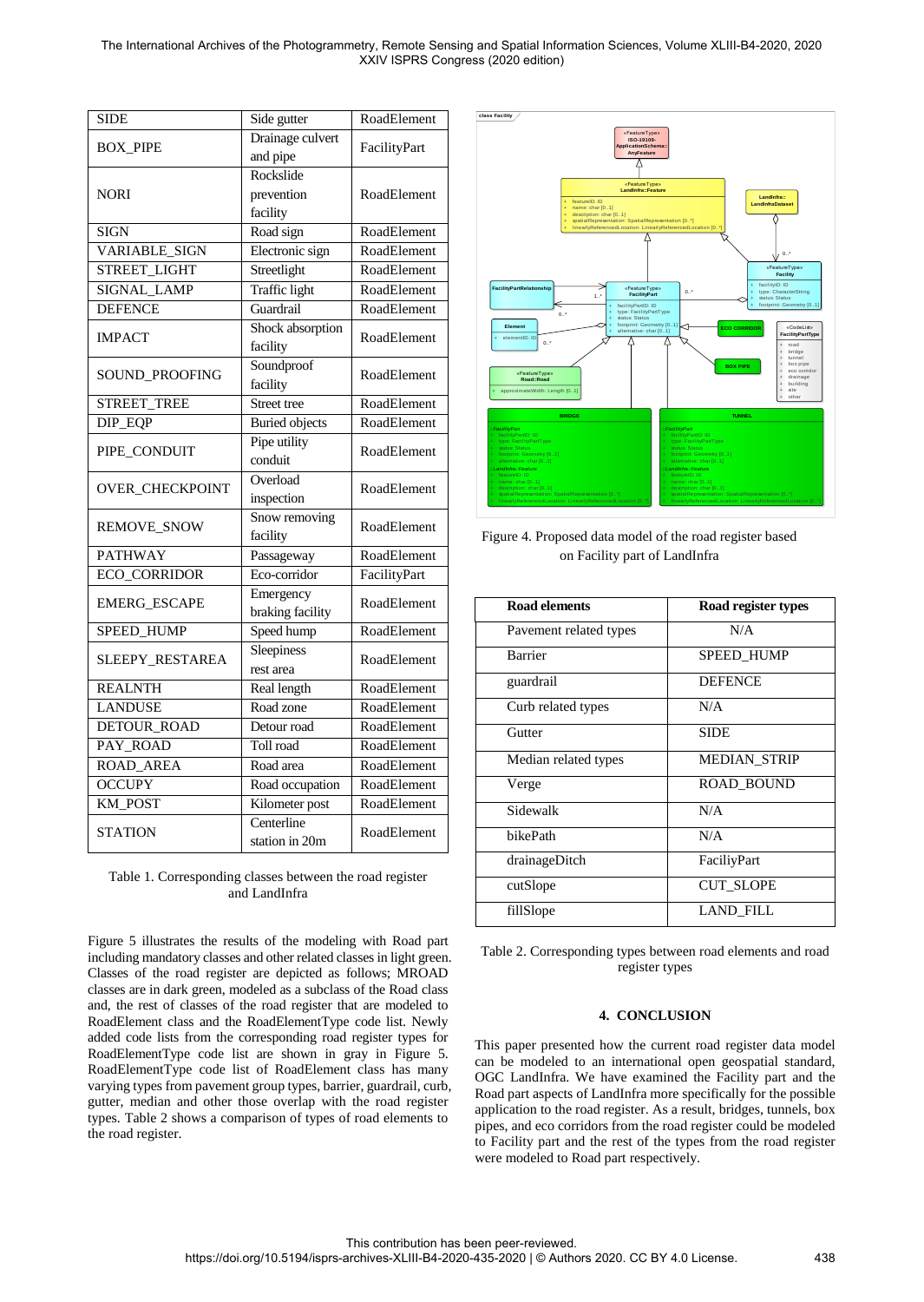| SIDE | Side gutter | RoadElement |
|---|---|---|
| BOX_PIPE | Drainage culvert and pipe | FacilityPart |
| NORI | Rockslide prevention facility | RoadElement |
| SIGN | Road sign | RoadElement |
| VARIABLE_SIGN | Electronic sign | RoadElement |
| STREET_LIGHT | Streetlight | RoadElement |
| SIGNAL_LAMP | Traffic light | RoadElement |
| DEFENCE | Guardrail | RoadElement |
| IMPACT | Shock absorption facility | RoadElement |
| SOUND_PROOFING | Soundproof facility | RoadElement |
| STREET_TREE | Street tree | RoadElement |
| DIP_EQP | Buried objects | RoadElement |
| PIPE_CONDUIT | Pipe utility conduit | RoadElement |
| OVER_CHECKPOINT | Overload inspection | RoadElement |
| REMOVE_SNOW | Snow removing facility | RoadElement |
| PATHWAY | Passageway | RoadElement |
| ECO_CORRIDOR | Eco-corridor | FacilityPart |
| EMERG_ESCAPE | Emergency braking facility | RoadElement |
| SPEED_HUMP | Speed hump | RoadElement |
| SLEEPY_RESTAREA | Sleepiness rest area | RoadElement |
| REALNTH | Real length | RoadElement |
| LANDUSE | Road zone | RoadElement |
| DETOUR_ROAD | Detour road | RoadElement |
| PAY_ROAD | Toll road | RoadElement |
| ROAD_AREA | Road area | RoadElement |
| OCCUPY | Road occupation | RoadElement |
| KM_POST | Kilometer post | RoadElement |
| STATION | Centerline station in 20m | RoadElement |

Table 1. Corresponding classes between the road register and LandInfra

Figure 5 illustrates the results of the modeling with Road part including mandatory classes and other related classes in light green. Classes of the road register are depicted as follows; MROAD classes are in dark green, modeled as a subclass of the Road class and, the rest of classes of the road register that are modeled to RoadElement class and the RoadElementType code list. Newly added code lists from the corresponding road register types for RoadElementType code list are shown in gray in Figure 5. RoadElementType code list of RoadElement class has many varying types from pavement group types, barrier, guardrail, curb, gutter, median and other those overlap with the road register types. Table 2 shows a comparison of types of road elements to the road register.

Figure 4. Proposed data model of the road register based on Facility part of LandInfra

| Road elements | Road register types |
|---|---|
| Pavement related types | N/A |
| Barrier | SPEED_HUMP |
| guardrail | DEFENCE |
| Curb related types | N/A |
| Gutter | SIDE |
| Median related types | MEDIAN_STRIP |
| Verge | ROAD_BOUND |
| Sidewalk | N/A |
| bikePath | N/A |
| drainageDitch | FaciliyPart |
| cutSlope | CUT_SLOPE |
| fillSlope | LAND_FILL |

Table 2. Corresponding types between road elements and road register types

## 4. CONCLUSION

This paper presented how the current road register data model can be modeled to an international open geospatial standard, OGC LandInfra. We have examined the Facility part and the Road part aspects of LandInfra more specifically for the possible application to the road register. As a result, bridges, tunnels, box pipes, and eco corridors from the road register could be modeled to Facility part and the rest of the types from the road register were modeled to Road part respectively.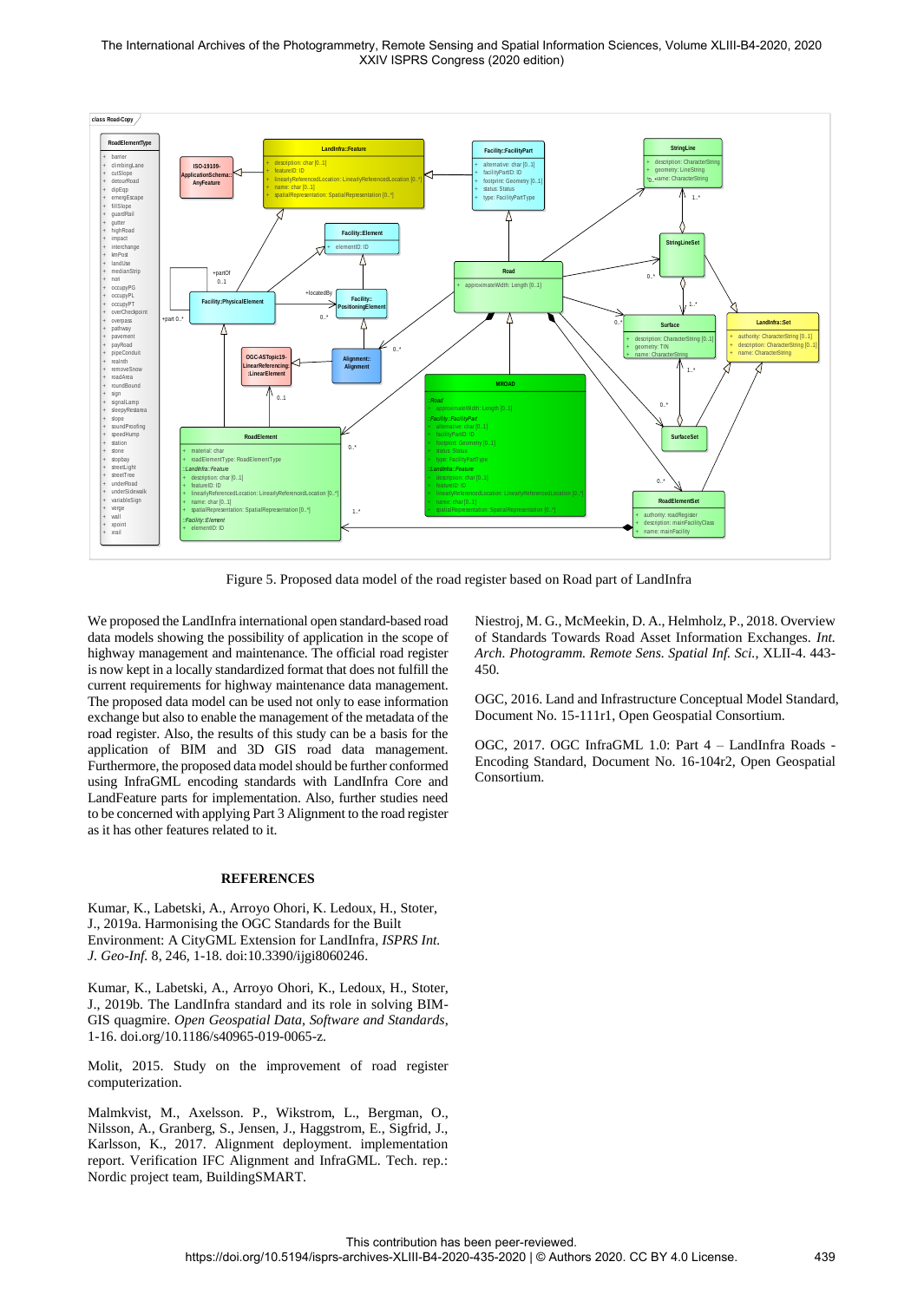Figure 5. Proposed data model of the road register based on Road part of LandInfra

We proposed the LandInfra international open standard-based road data models showing the possibility of application in the scope of highway management and maintenance. The official road register is now kept in a locally standardized format that does not fulfill the current requirements for highway maintenance data management. The proposed data model can be used not only to ease information exchange but also to enable the management of the metadata of the road register. Also, the results of this study can be a basis for the application of BIM and 3D GIS road data management. Furthermore, the proposed data model should be further conformed using InfraGML encoding standards with LandInfra Core and LandFeature parts for implementation. Also, further studies need to be concerned with applying Part 3 Alignment to the road register as it has other features related to it.

## REFERENCES

Kumar, K., Labetski, A., Arroyo Ohori, K. Ledoux, H., Stoter, J., 2019a. Harmonising the OGC Standards for the Built Environment: A CityGML Extension for LandInfra, *ISPRS Int. J. Geo-Inf.* 8, 246, 1-18. doi:10.3390/ijgi8060246.

Kumar, K., Labetski, A., Arroyo Ohori, K., Ledoux, H., Stoter, J., 2019b. The LandInfra standard and its role in solving BIM-GIS quagmire. *Open Geospatial Data, Software and Standards*, 1-16. doi.org/10.1186/s40965-019-0065-z.

Molit, 2015. Study on the improvement of road register computerization.

Malmkvist, M., Axelsson. P., Wikstrom, L., Bergman, O., Nilsson, A., Granberg, S., Jensen, J., Haggstrom, E., Sigfrid, J., Karlsson, K., 2017. Alignment deployment. implementation report. Verification IFC Alignment and InfraGML. Tech. rep.: Nordic project team, BuildingSMART.

Niestroj, M. G., McMeekin, D. A., Helmholz, P., 2018. Overview of Standards Towards Road Asset Information Exchanges. *Int. Arch. Photogramm. Remote Sens. Spatial Inf. Sci.,* XLII-4. 443-450.

OGC, 2016. Land and Infrastructure Conceptual Model Standard, Document No. 15-111r1, Open Geospatial Consortium.

OGC, 2017. OGC InfraGML 1.0: Part 4 – LandInfra Roads - Encoding Standard, Document No. 16-104r2, Open Geospatial Consortium.